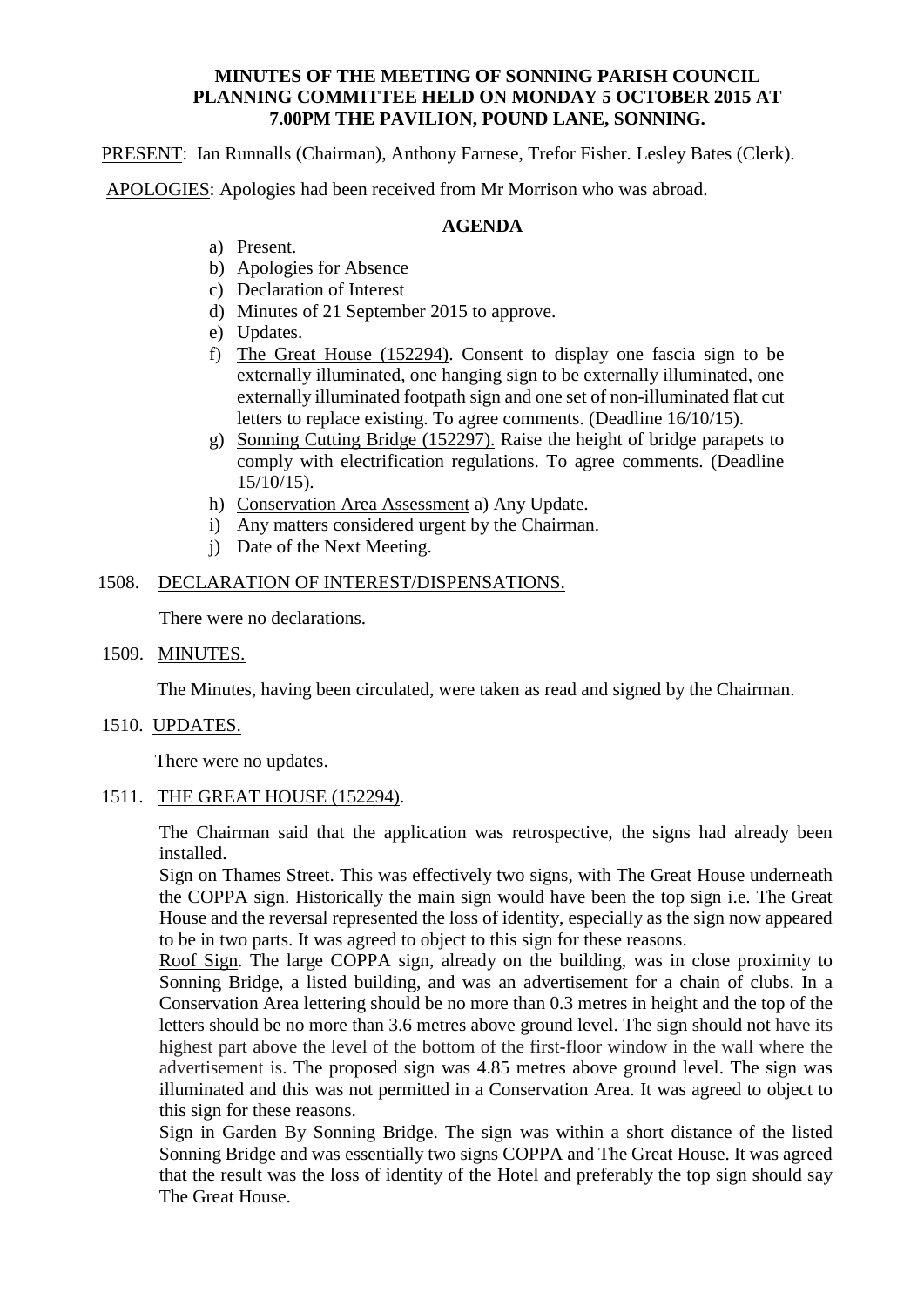**MINUTES OF THE MEETING OF SONNING PARISH COUNCIL PLANNING COMMITTEE HELD ON MONDAY 5 OCTOBER 2015 AT 7.00PM THE PAVILION, POUND LANE, SONNING.**

PRESENT: Ian Runnalls (Chairman), Anthony Farnese, Trefor Fisher. Lesley Bates (Clerk).

APOLOGIES: Apologies had been received from Mr Morrison who was abroad.

## AGENDA

a) Present.
b) Apologies for Absence
c) Declaration of Interest
d) Minutes of 21 September 2015 to approve.
e) Updates.
f) The Great House (152294). Consent to display one fascia sign to be externally illuminated, one hanging sign to be externally illuminated, one externally illuminated footpath sign and one set of non-illuminated flat cut letters to replace existing. To agree comments. (Deadline 16/10/15).
g) Sonning Cutting Bridge (152297). Raise the height of bridge parapets to comply with electrification regulations. To agree comments. (Deadline 15/10/15).
h) Conservation Area Assessment a) Any Update.
i) Any matters considered urgent by the Chairman.
j) Date of the Next Meeting.

1508. DECLARATION OF INTEREST/DISPENSATIONS.

There were no declarations.

1509. MINUTES.

The Minutes, having been circulated, were taken as read and signed by the Chairman.

1510. UPDATES.

There were no updates.

1511. THE GREAT HOUSE (152294).

The Chairman said that the application was retrospective, the signs had already been installed.

Sign on Thames Street. This was effectively two signs, with The Great House underneath the COPPA sign. Historically the main sign would have been the top sign i.e. The Great House and the reversal represented the loss of identity, especially as the sign now appeared to be in two parts. It was agreed to object to this sign for these reasons.

Roof Sign. The large COPPA sign, already on the building, was in close proximity to Sonning Bridge, a listed building, and was an advertisement for a chain of clubs. In a Conservation Area lettering should be no more than 0.3 metres in height and the top of the letters should be no more than 3.6 metres above ground level. The sign should not have its highest part above the level of the bottom of the first-floor window in the wall where the advertisement is. The proposed sign was 4.85 metres above ground level. The sign was illuminated and this was not permitted in a Conservation Area. It was agreed to object to this sign for these reasons.

Sign in Garden By Sonning Bridge. The sign was within a short distance of the listed Sonning Bridge and was essentially two signs COPPA and The Great House. It was agreed that the result was the loss of identity of the Hotel and preferably the top sign should say The Great House.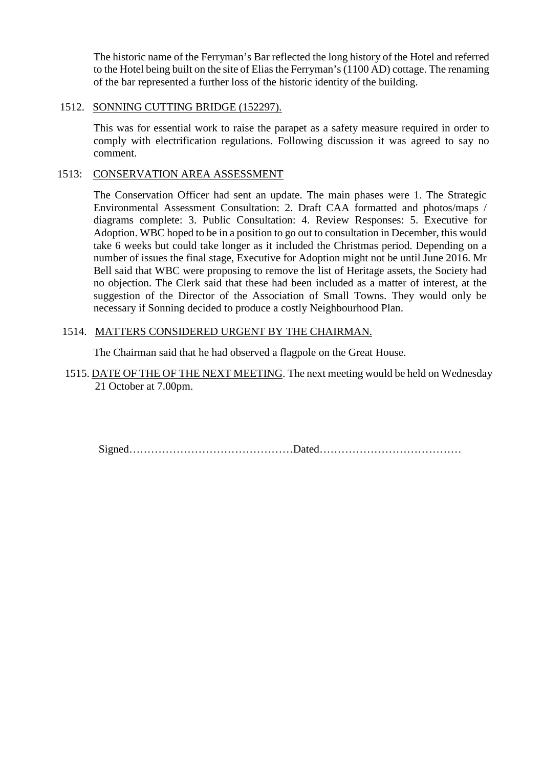The historic name of the Ferryman's Bar reflected the long history of the Hotel and referred to the Hotel being built on the site of Elias the Ferryman's (1100 AD) cottage. The renaming of the bar represented a further loss of the historic identity of the building.

1512. <u>SONNING CUTTING BRIDGE (152297).</u>

This was for essential work to raise the parapet as a safety measure required in order to comply with electrification regulations. Following discussion it was agreed to say no comment.

1513: <u>CONSERVATION AREA ASSESSMENT</u>

The Conservation Officer had sent an update. The main phases were 1. The Strategic Environmental Assessment Consultation: 2. Draft CAA formatted and photos/maps / diagrams complete: 3. Public Consultation: 4. Review Responses: 5. Executive for Adoption. WBC hoped to be in a position to go out to consultation in December, this would take 6 weeks but could take longer as it included the Christmas period. Depending on a number of issues the final stage, Executive for Adoption might not be until June 2016. Mr Bell said that WBC were proposing to remove the list of Heritage assets, the Society had no objection. The Clerk said that these had been included as a matter of interest, at the suggestion of the Director of the Association of Small Towns. They would only be necessary if Sonning decided to produce a costly Neighbourhood Plan.

1514. <u>MATTERS CONSIDERED URGENT BY THE CHAIRMAN.</u>

The Chairman said that he had observed a flagpole on the Great House.

1515. <u>DATE OF THE OF THE NEXT MEETING</u>. The next meeting would be held on Wednesday 21 October at 7.00pm.

Signed………………………………………Dated…………………………………